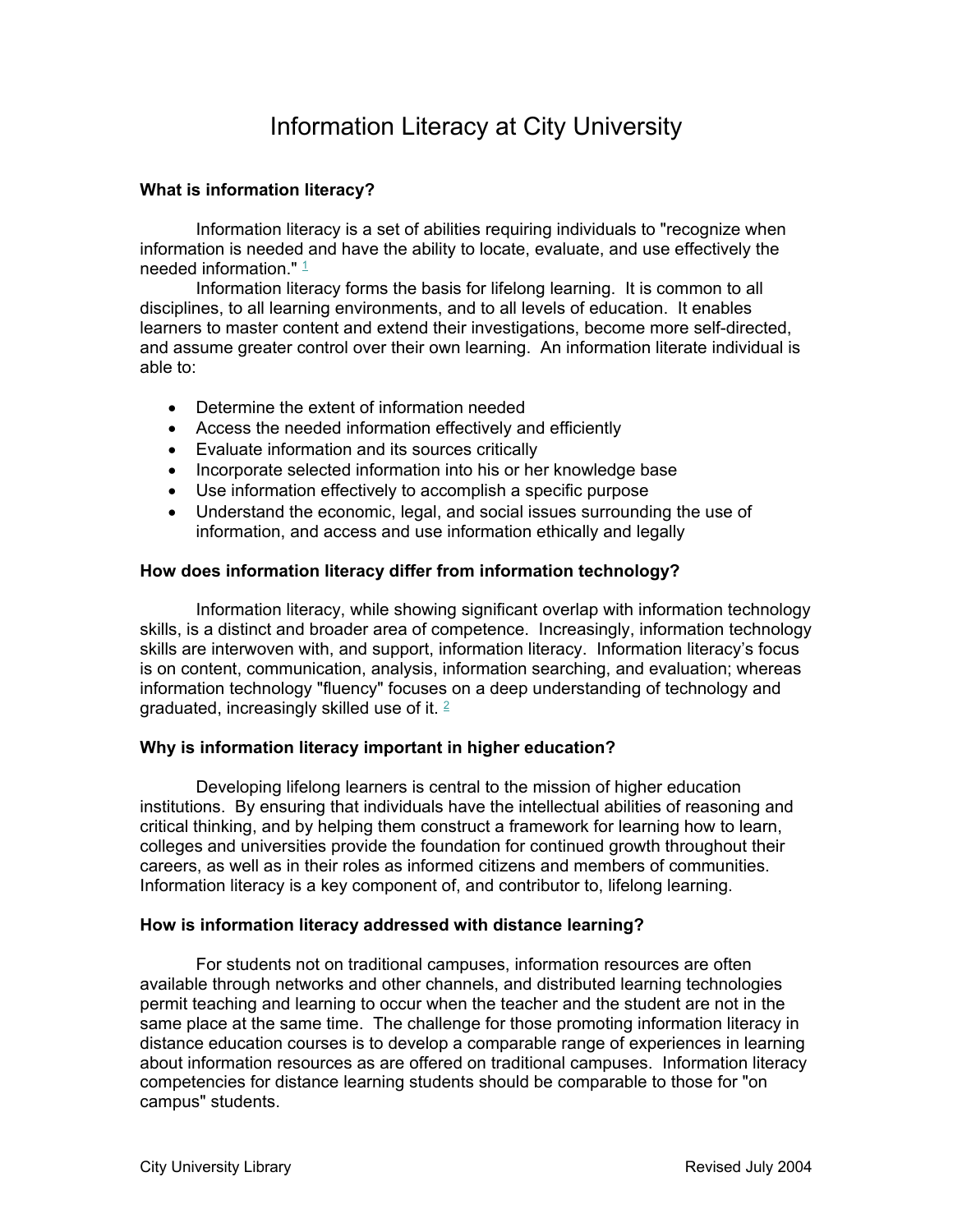# Information Literacy at City University

### What is information literacy?

Information literacy is a set of abilities requiring individuals to "recognize when information is needed and have the ability to locate, evaluate, and use effectively the needed information." [1]

Information literacy forms the basis for lifelong learning. It is common to all disciplines, to all learning environments, and to all levels of education. It enables learners to master content and extend their investigations, become more self-directed, and assume greater control over their own learning. An information literate individual is able to:

- Determine the extent of information needed
- Access the needed information effectively and efficiently
- Evaluate information and its sources critically
- Incorporate selected information into his or her knowledge base
- Use information effectively to accomplish a specific purpose
- Understand the economic, legal, and social issues surrounding the use of information, and access and use information ethically and legally

### How does information literacy differ from information technology?

Information literacy, while showing significant overlap with information technology skills, is a distinct and broader area of competence. Increasingly, information technology skills are interwoven with, and support, information literacy. Information literacy's focus is on content, communication, analysis, information searching, and evaluation; whereas information technology "fluency" focuses on a deep understanding of technology and graduated, increasingly skilled use of it. [2]

### Why is information literacy important in higher education?

Developing lifelong learners is central to the mission of higher education institutions. By ensuring that individuals have the intellectual abilities of reasoning and critical thinking, and by helping them construct a framework for learning how to learn, colleges and universities provide the foundation for continued growth throughout their careers, as well as in their roles as informed citizens and members of communities. Information literacy is a key component of, and contributor to, lifelong learning.

### How is information literacy addressed with distance learning?

For students not on traditional campuses, information resources are often available through networks and other channels, and distributed learning technologies permit teaching and learning to occur when the teacher and the student are not in the same place at the same time. The challenge for those promoting information literacy in distance education courses is to develop a comparable range of experiences in learning about information resources as are offered on traditional campuses. Information literacy competencies for distance learning students should be comparable to those for "on campus" students.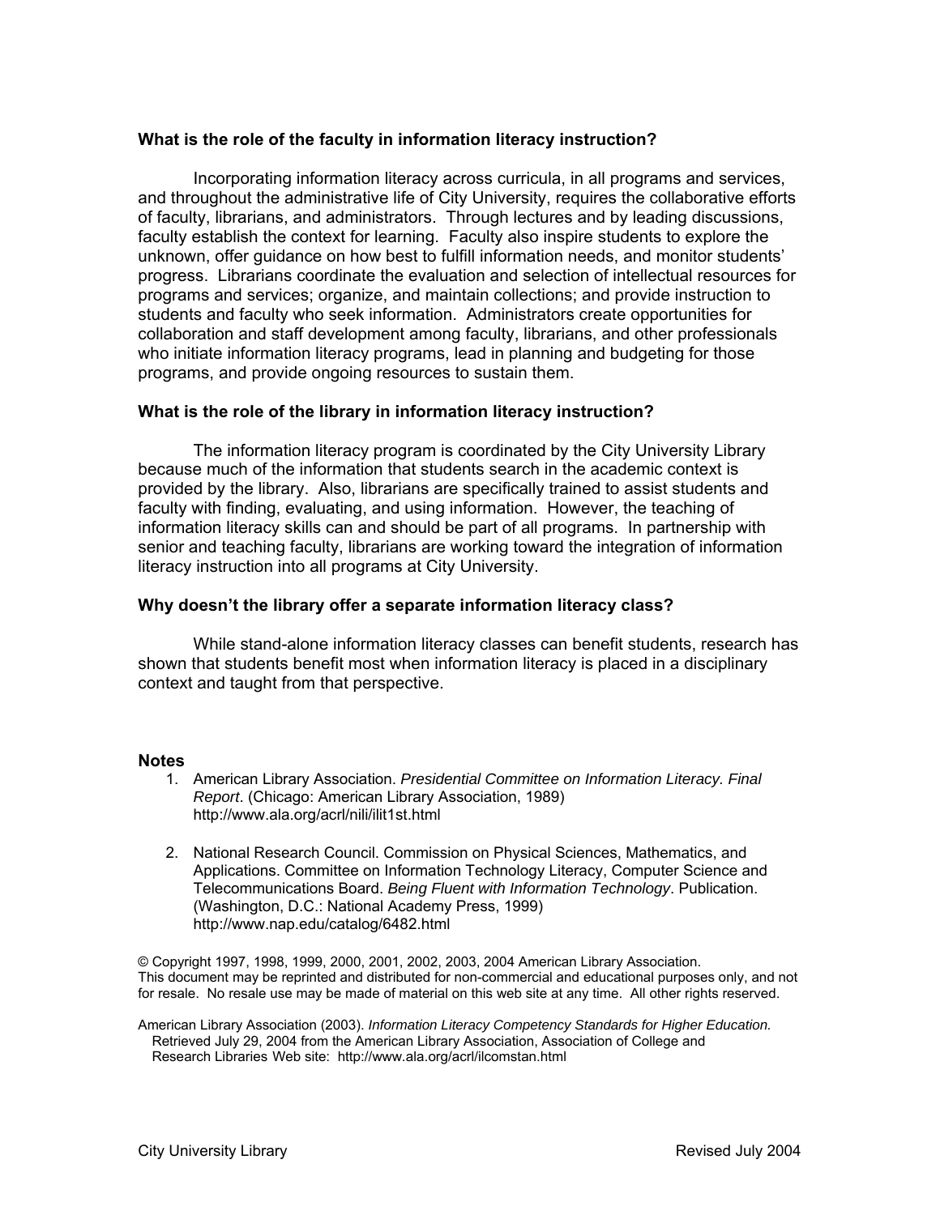### What is the role of the faculty in information literacy instruction?

Incorporating information literacy across curricula, in all programs and services, and throughout the administrative life of City University, requires the collaborative efforts of faculty, librarians, and administrators. Through lectures and by leading discussions, faculty establish the context for learning. Faculty also inspire students to explore the unknown, offer guidance on how best to fulfill information needs, and monitor students' progress. Librarians coordinate the evaluation and selection of intellectual resources for programs and services; organize, and maintain collections; and provide instruction to students and faculty who seek information. Administrators create opportunities for collaboration and staff development among faculty, librarians, and other professionals who initiate information literacy programs, lead in planning and budgeting for those programs, and provide ongoing resources to sustain them.

### What is the role of the library in information literacy instruction?

The information literacy program is coordinated by the City University Library because much of the information that students search in the academic context is provided by the library. Also, librarians are specifically trained to assist students and faculty with finding, evaluating, and using information. However, the teaching of information literacy skills can and should be part of all programs. In partnership with senior and teaching faculty, librarians are working toward the integration of information literacy instruction into all programs at City University.

### Why doesn't the library offer a separate information literacy class?

While stand-alone information literacy classes can benefit students, research has shown that students benefit most when information literacy is placed in a disciplinary context and taught from that perspective.

### Notes

1. American Library Association. *Presidential Committee on Information Literacy. Final Report*. (Chicago: American Library Association, 1989) http://www.ala.org/acrl/nili/ilit1st.html

2. National Research Council. Commission on Physical Sciences, Mathematics, and Applications. Committee on Information Technology Literacy, Computer Science and Telecommunications Board. *Being Fluent with Information Technology*. Publication. (Washington, D.C.: National Academy Press, 1999) http://www.nap.edu/catalog/6482.html

© Copyright 1997, 1998, 1999, 2000, 2001, 2002, 2003, 2004 American Library Association. This document may be reprinted and distributed for non-commercial and educational purposes only, and not for resale. No resale use may be made of material on this web site at any time. All other rights reserved.

American Library Association (2003). *Information Literacy Competency Standards for Higher Education.* Retrieved July 29, 2004 from the American Library Association, Association of College and Research Libraries Web site: http://www.ala.org/acrl/ilcomstan.html

City University Library Revised July 2004